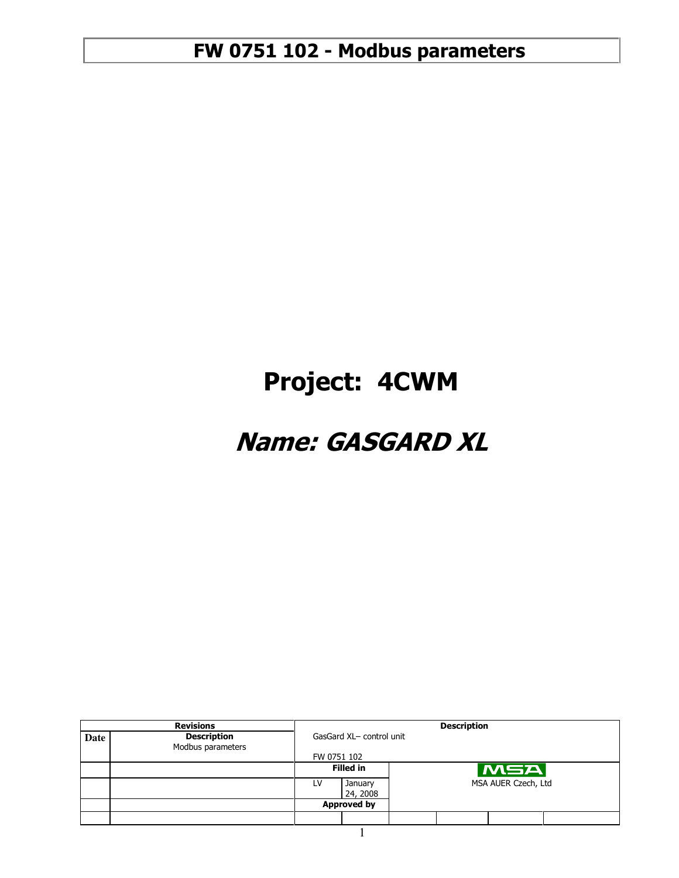# FW 0751 102 - Modbus parameters

# Project: 4CWM

# *Name: GASGARD XL*

| Revisions | | Description | | | | | |
|---|---|---|---|---|---|---|---|
| Date | Description<br>Modbus parameters | GasGard XL– control unit<br><br>FW 0751 102 | | | | | |
| | | Filled in | | MSA | | | |
| | | LV | January 24, 2008 | MSA AUER Czech, Ltd | | | |
| | | Approved by | | | | | |
| | | | | | | | |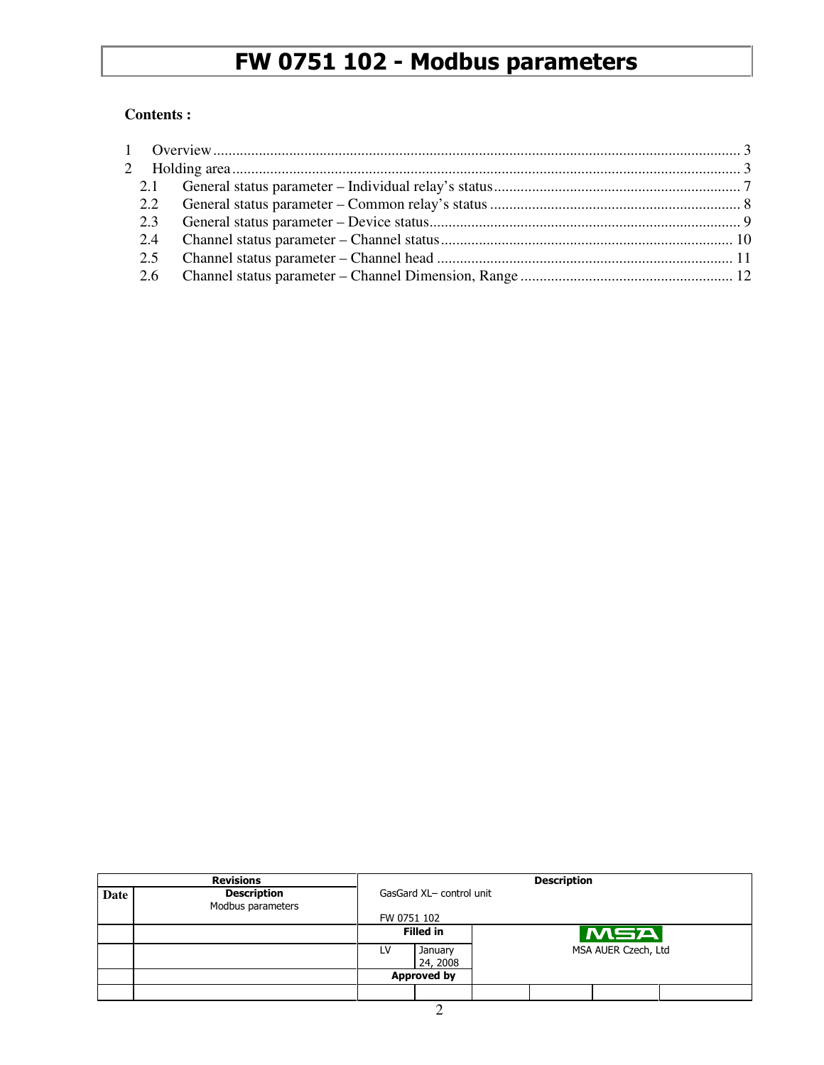# FW 0751 102 - Modbus parameters

**Contents :**

1 Overview ........................................................................................ 3
2 Holding area ..................................................................................... 3
  2.1 General status parameter – Individual relay's status ................................ 7
  2.2 General status parameter – Common relay's status ................................. 8
  2.3 General status parameter – Device status ............................................... 9
  2.4 Channel status parameter – Channel status ........................................... 10
  2.5 Channel status parameter – Channel head ............................................ 11
  2.6 Channel status parameter – Channel Dimension, Range ........................ 12

| Revisions | | Description | | | | | |
|---|---|---|---|---|---|---|---|
| **Date** | **Description** Modbus parameters | GasGard XL– control unit FW 0751 102 | | | | | |
| | | **Filled in** | | MSA | | | |
| | | LV | January 24, 2008 | MSA AUER Czech, Ltd | | | |
| | | **Approved by** | | | | | |
| | | | | | | | |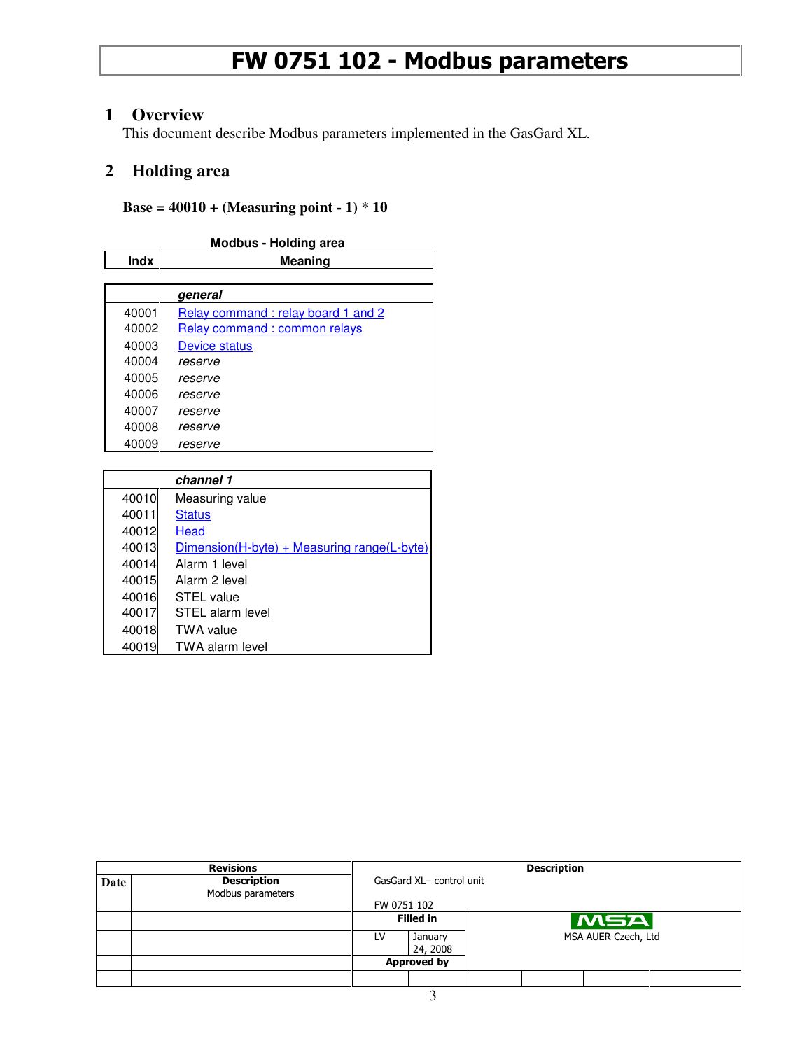# FW 0751 102 - Modbus parameters

## 1 Overview

This document describe Modbus parameters implemented in the GasGard XL.

## 2 Holding area

**Base = 40010 + (Measuring point - 1) * 10**

**Modbus - Holding area**

| Indx | Meaning |
|---|---|
| | ***general*** |
| 40001 | Relay command : relay board 1 and 2 |
| 40002 | Relay command : common relays |
| 40003 | Device status |
| 40004 | *reserve* |
| 40005 | *reserve* |
| 40006 | *reserve* |
| 40007 | *reserve* |
| 40008 | *reserve* |
| 40009 | *reserve* |
| | ***channel 1*** |
| 40010 | Measuring value |
| 40011 | Status |
| 40012 | Head |
| 40013 | Dimension(H-byte) + Measuring range(L-byte) |
| 40014 | Alarm 1 level |
| 40015 | Alarm 2 level |
| 40016 | STEL value |
| 40017 | STEL alarm level |
| 40018 | TWA value |
| 40019 | TWA alarm level |

| Revisions | | Description | |
|---|---|---|---|
| **Date** | **Description** Modbus parameters | GasGard XL– control unit FW 0751 102 | |
| | | **Filled in** | MSA |
| | | LV January 24, 2008 | MSA AUER Czech, Ltd |
| | | **Approved by** | |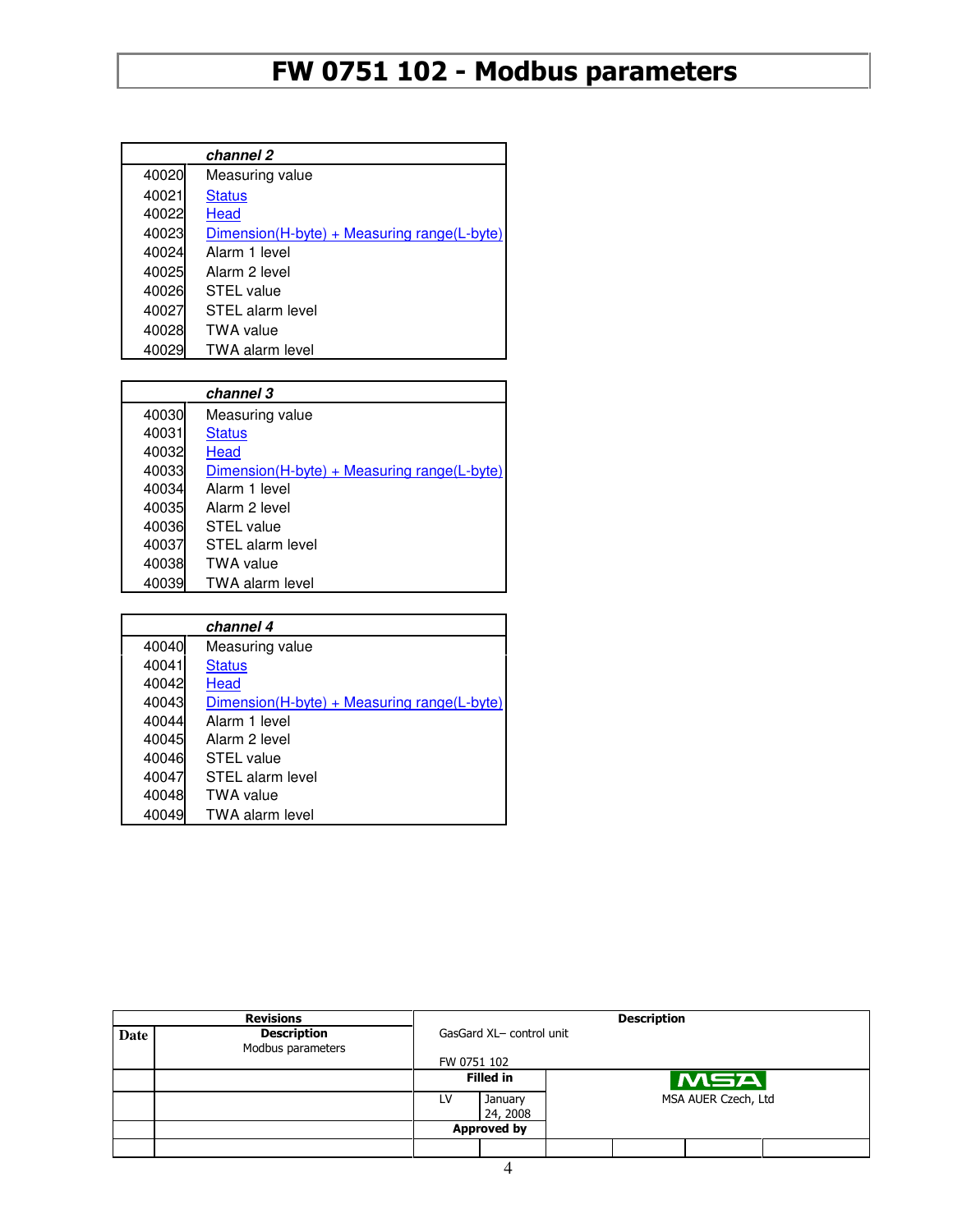# FW 0751 102 - Modbus parameters

| | *channel 2* |
|---|---|
| 40020 | Measuring value |
| 40021 | Status |
| 40022 | Head |
| 40023 | Dimension(H-byte) + Measuring range(L-byte) |
| 40024 | Alarm 1 level |
| 40025 | Alarm 2 level |
| 40026 | STEL value |
| 40027 | STEL alarm level |
| 40028 | TWA value |
| 40029 | TWA alarm level |

| | *channel 3* |
|---|---|
| 40030 | Measuring value |
| 40031 | Status |
| 40032 | Head |
| 40033 | Dimension(H-byte) + Measuring range(L-byte) |
| 40034 | Alarm 1 level |
| 40035 | Alarm 2 level |
| 40036 | STEL value |
| 40037 | STEL alarm level |
| 40038 | TWA value |
| 40039 | TWA alarm level |

| | *channel 4* |
|---|---|
| 40040 | Measuring value |
| 40041 | Status |
| 40042 | Head |
| 40043 | Dimension(H-byte) + Measuring range(L-byte) |
| 40044 | Alarm 1 level |
| 40045 | Alarm 2 level |
| 40046 | STEL value |
| 40047 | STEL alarm level |
| 40048 | TWA value |
| 40049 | TWA alarm level |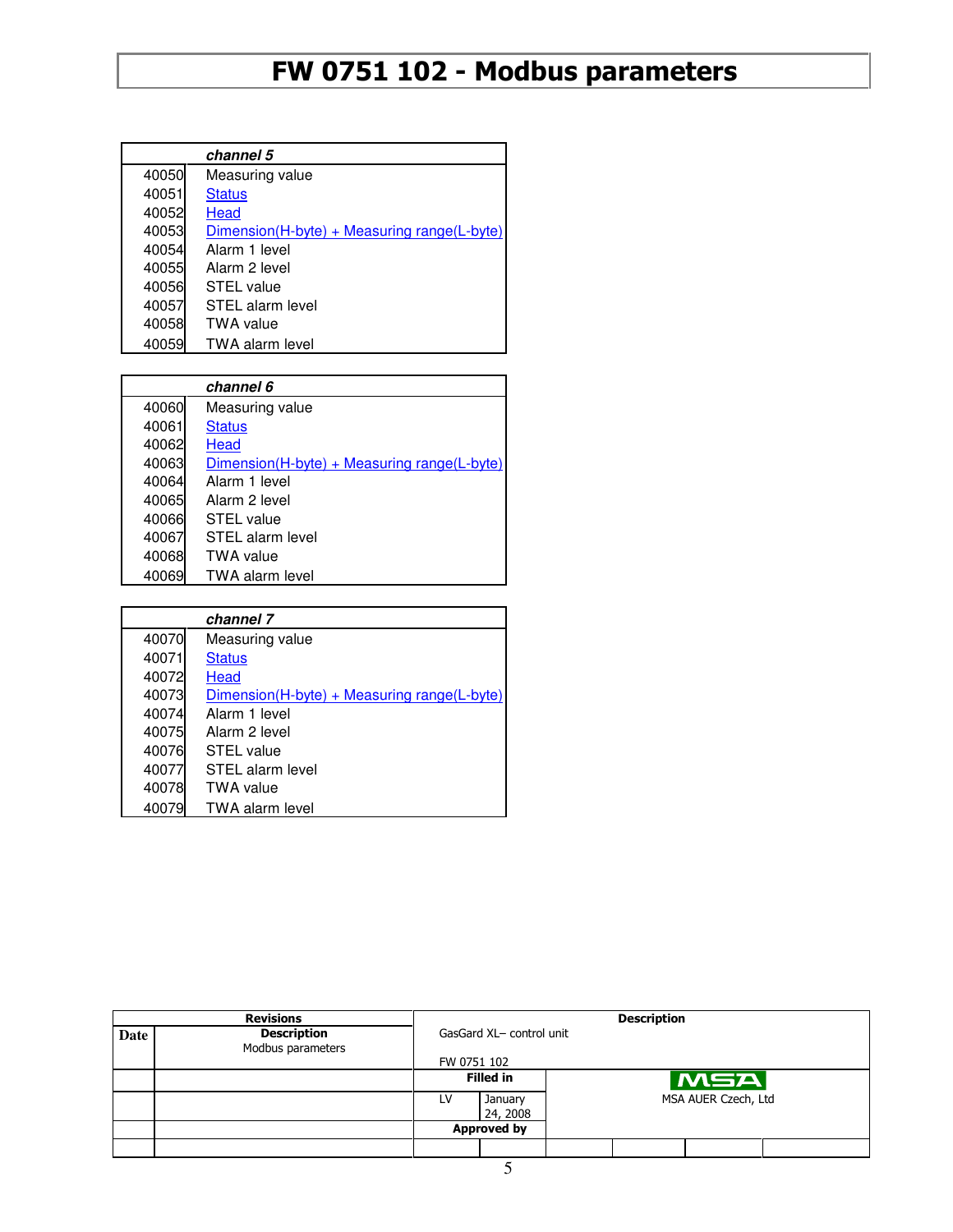# FW 0751 102 - Modbus parameters

| | *channel 5* |
|---|---|
| 40050 | Measuring value |
| 40051 | Status |
| 40052 | Head |
| 40053 | Dimension(H-byte) + Measuring range(L-byte) |
| 40054 | Alarm 1 level |
| 40055 | Alarm 2 level |
| 40056 | STEL value |
| 40057 | STEL alarm level |
| 40058 | TWA value |
| 40059 | TWA alarm level |

| | *channel 6* |
|---|---|
| 40060 | Measuring value |
| 40061 | Status |
| 40062 | Head |
| 40063 | Dimension(H-byte) + Measuring range(L-byte) |
| 40064 | Alarm 1 level |
| 40065 | Alarm 2 level |
| 40066 | STEL value |
| 40067 | STEL alarm level |
| 40068 | TWA value |
| 40069 | TWA alarm level |

| | *channel 7* |
|---|---|
| 40070 | Measuring value |
| 40071 | Status |
| 40072 | Head |
| 40073 | Dimension(H-byte) + Measuring range(L-byte) |
| 40074 | Alarm 1 level |
| 40075 | Alarm 2 level |
| 40076 | STEL value |
| 40077 | STEL alarm level |
| 40078 | TWA value |
| 40079 | TWA alarm level |

| Revisions | | Description | | |
|---|---|---|---|---|
| **Date** | **Description** Modbus parameters | GasGard XL– control unit FW 0751 102 | | |
| | | **Filled in** | | MSA |
| | | LV | January 24, 2008 | MSA AUER Czech, Ltd |
| | | **Approved by** | | |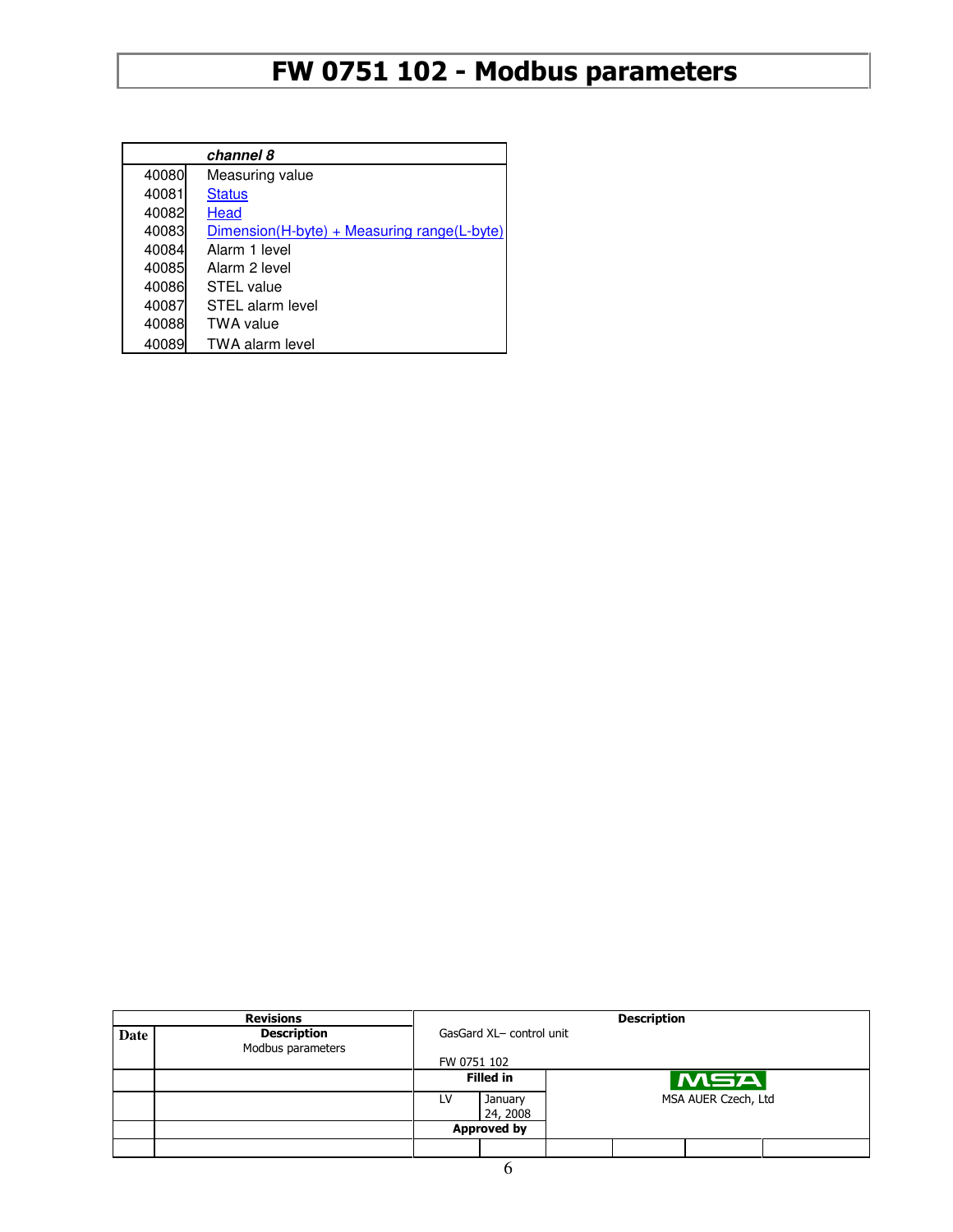# FW 0751 102 - Modbus parameters

| | *channel 8* |
|---|---|
| 40080 | Measuring value |
| 40081 | Status |
| 40082 | Head |
| 40083 | Dimension(H-byte) + Measuring range(L-byte) |
| 40084 | Alarm 1 level |
| 40085 | Alarm 2 level |
| 40086 | STEL value |
| 40087 | STEL alarm level |
| 40088 | TWA value |
| 40089 | TWA alarm level |

| Revisions | | Description | | |
|---|---|---|---|---|
| **Date** | **Description** Modbus parameters | GasGard XL– control unit FW 0751 102 | | |
| | | **Filled in** | | MSA |
| | | LV | January 24, 2008 | MSA AUER Czech, Ltd |
| | | **Approved by** | | |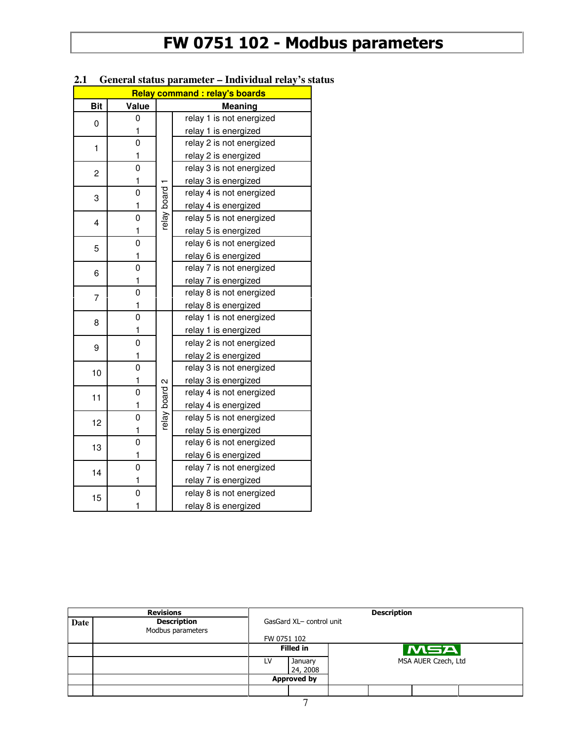## 2.1 General status parameter – Individual relay's status

| Relay command : relay's boards | | | |
|---|---|---|---|
| **Bit** | **Value** | | **Meaning** |
| 0 | 0 | relay board 1 | relay 1 is not energized |
| | 1 | | relay 1 is energized |
| 1 | 0 | | relay 2 is not energized |
| | 1 | | relay 2 is energized |
| 2 | 0 | | relay 3 is not energized |
| | 1 | | relay 3 is energized |
| 3 | 0 | | relay 4 is not energized |
| | 1 | | relay 4 is energized |
| 4 | 0 | | relay 5 is not energized |
| | 1 | | relay 5 is energized |
| 5 | 0 | | relay 6 is not energized |
| | 1 | | relay 6 is energized |
| 6 | 0 | | relay 7 is not energized |
| | 1 | | relay 7 is energized |
| 7 | 0 | | relay 8 is not energized |
| | 1 | | relay 8 is energized |
| 8 | 0 | relay board 2 | relay 1 is not energized |
| | 1 | | relay 1 is energized |
| 9 | 0 | | relay 2 is not energized |
| | 1 | | relay 2 is energized |
| 10 | 0 | | relay 3 is not energized |
| | 1 | | relay 3 is energized |
| 11 | 0 | | relay 4 is not energized |
| | 1 | | relay 4 is energized |
| 12 | 0 | | relay 5 is not energized |
| | 1 | | relay 5 is energized |
| 13 | 0 | | relay 6 is not energized |
| | 1 | | relay 6 is energized |
| 14 | 0 | | relay 7 is not energized |
| | 1 | | relay 7 is energized |
| 15 | 0 | | relay 8 is not energized |
| | 1 | | relay 8 is energized |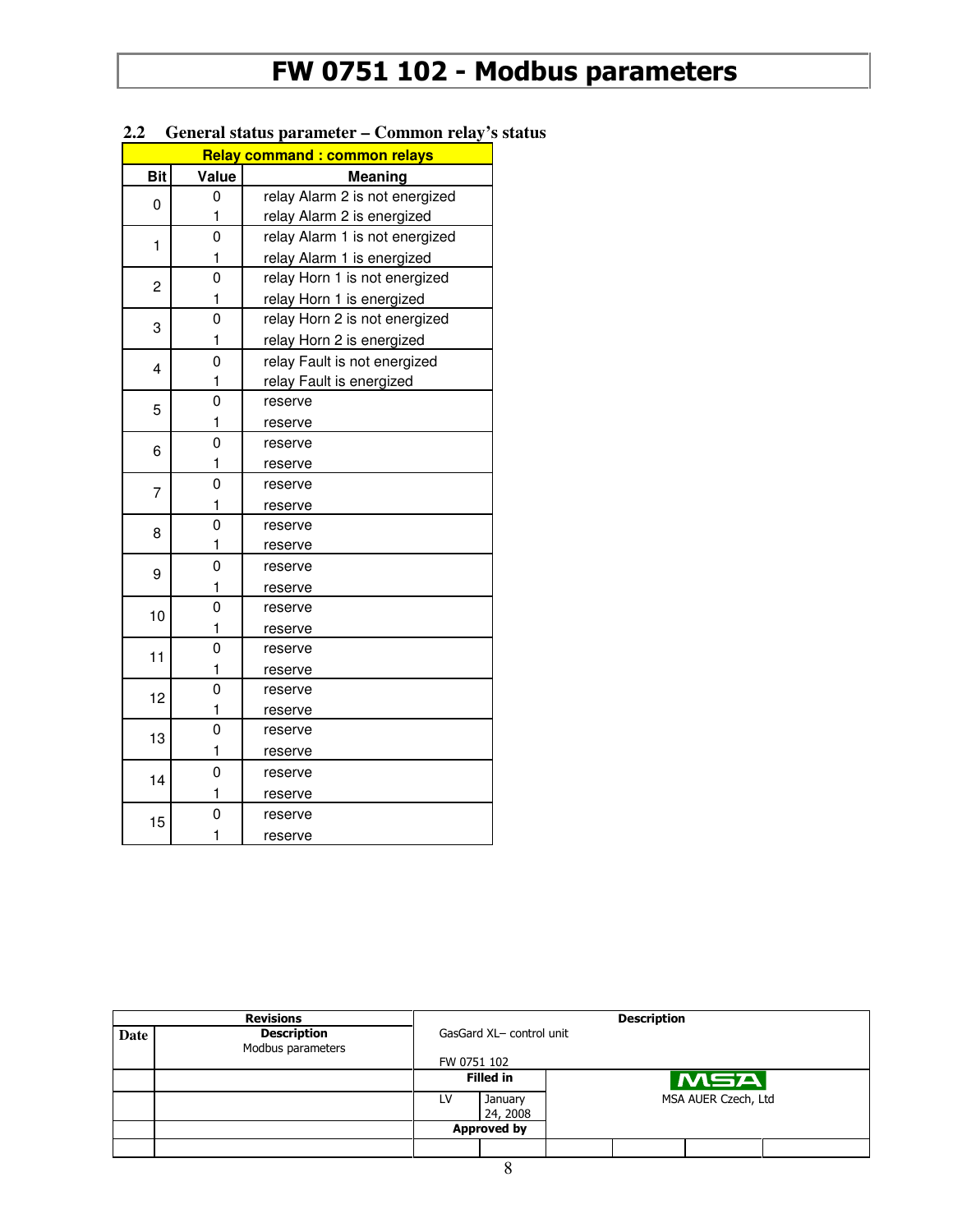## 2.2 General status parameter – Common relay's status

| Relay command : common relays | | |
|---|---|---|
| **Bit** | **Value** | **Meaning** |
| 0 | 0 | relay Alarm 2 is not energized |
| | 1 | relay Alarm 2 is energized |
| 1 | 0 | relay Alarm 1 is not energized |
| | 1 | relay Alarm 1 is energized |
| 2 | 0 | relay Horn 1 is not energized |
| | 1 | relay Horn 1 is energized |
| 3 | 0 | relay Horn 2 is not energized |
| | 1 | relay Horn 2 is energized |
| 4 | 0 | relay Fault is not energized |
| | 1 | relay Fault is energized |
| 5 | 0 | reserve |
| | 1 | reserve |
| 6 | 0 | reserve |
| | 1 | reserve |
| 7 | 0 | reserve |
| | 1 | reserve |
| 8 | 0 | reserve |
| | 1 | reserve |
| 9 | 0 | reserve |
| | 1 | reserve |
| 10 | 0 | reserve |
| | 1 | reserve |
| 11 | 0 | reserve |
| | 1 | reserve |
| 12 | 0 | reserve |
| | 1 | reserve |
| 13 | 0 | reserve |
| | 1 | reserve |
| 14 | 0 | reserve |
| | 1 | reserve |
| 15 | 0 | reserve |
| | 1 | reserve |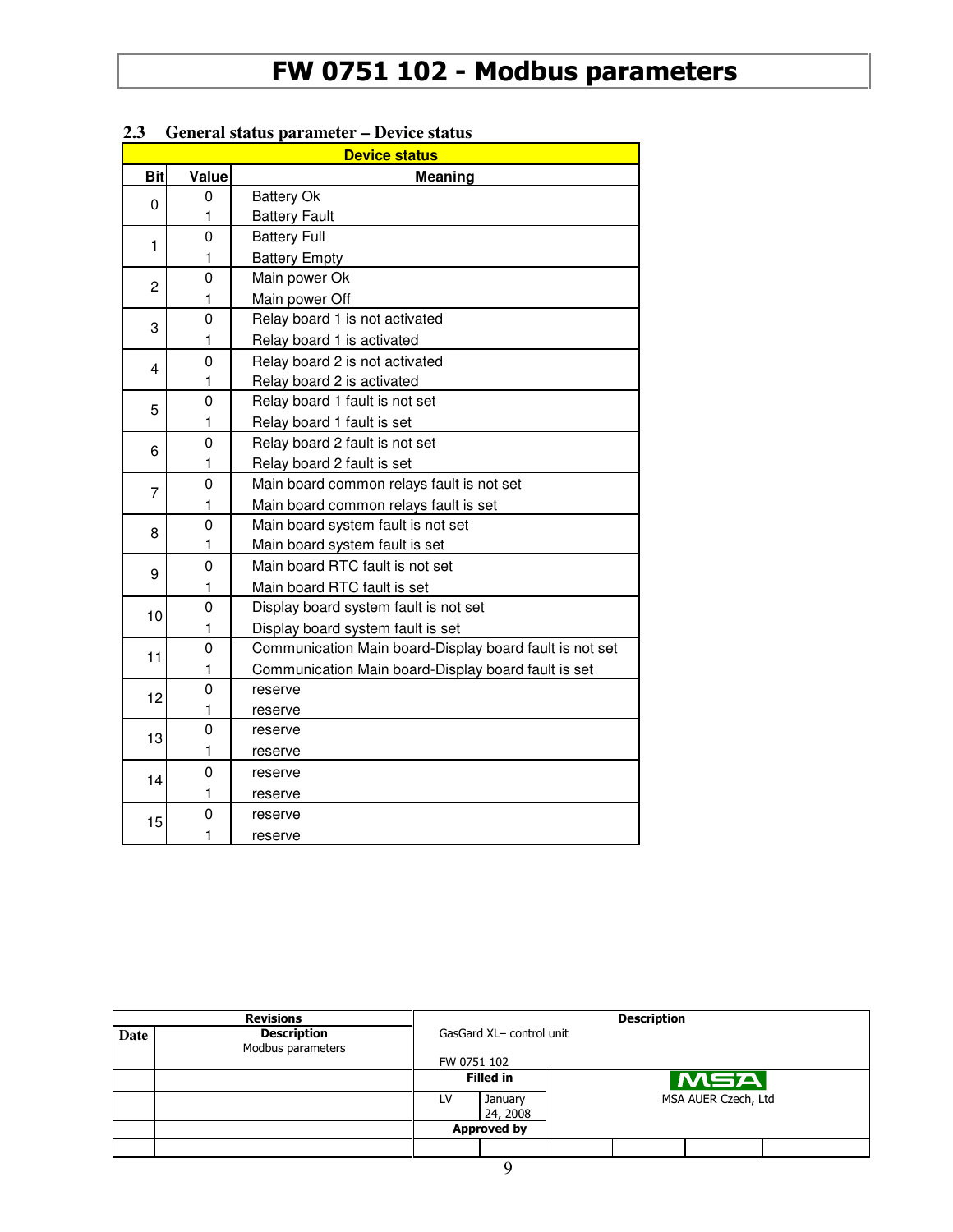## 2.3 General status parameter – Device status

| Device status | | |
|---|---|---|
| **Bit** | **Value** | **Meaning** |
| 0 | 0 | Battery Ok |
| | 1 | Battery Fault |
| 1 | 0 | Battery Full |
| | 1 | Battery Empty |
| 2 | 0 | Main power Ok |
| | 1 | Main power Off |
| 3 | 0 | Relay board 1 is not activated |
| | 1 | Relay board 1 is activated |
| 4 | 0 | Relay board 2 is not activated |
| | 1 | Relay board 2 is activated |
| 5 | 0 | Relay board 1 fault is not set |
| | 1 | Relay board 1 fault is set |
| 6 | 0 | Relay board 2 fault is not set |
| | 1 | Relay board 2 fault is set |
| 7 | 0 | Main board common relays fault is not set |
| | 1 | Main board common relays fault is set |
| 8 | 0 | Main board system fault is not set |
| | 1 | Main board system fault is set |
| 9 | 0 | Main board RTC fault is not set |
| | 1 | Main board RTC fault is set |
| 10 | 0 | Display board system fault is not set |
| | 1 | Display board system fault is set |
| 11 | 0 | Communication Main board-Display board fault is not set |
| | 1 | Communication Main board-Display board fault is set |
| 12 | 0 | reserve |
| | 1 | reserve |
| 13 | 0 | reserve |
| | 1 | reserve |
| 14 | 0 | reserve |
| | 1 | reserve |
| 15 | 0 | reserve |
| | 1 | reserve |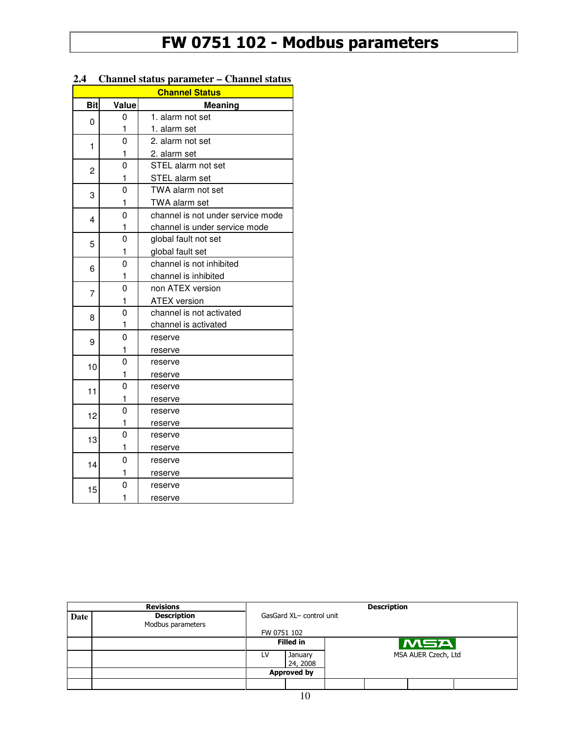## 2.4 Channel status parameter – Channel status

| Channel Status | | |
|---|---|---|
| **Bit** | **Value** | **Meaning** |
| 0 | 0 | 1. alarm not set |
| | 1 | 1. alarm set |
| 1 | 0 | 2. alarm not set |
| | 1 | 2. alarm set |
| 2 | 0 | STEL alarm not set |
| | 1 | STEL alarm set |
| 3 | 0 | TWA alarm not set |
| | 1 | TWA alarm set |
| 4 | 0 | channel is not under service mode |
| | 1 | channel is under service mode |
| 5 | 0 | global fault not set |
| | 1 | global fault set |
| 6 | 0 | channel is not inhibited |
| | 1 | channel is inhibited |
| 7 | 0 | non ATEX version |
| | 1 | ATEX version |
| 8 | 0 | channel is not activated |
| | 1 | channel is activated |
| 9 | 0 | reserve |
| | 1 | reserve |
| 10 | 0 | reserve |
| | 1 | reserve |
| 11 | 0 | reserve |
| | 1 | reserve |
| 12 | 0 | reserve |
| | 1 | reserve |
| 13 | 0 | reserve |
| | 1 | reserve |
| 14 | 0 | reserve |
| | 1 | reserve |
| 15 | 0 | reserve |
| | 1 | reserve |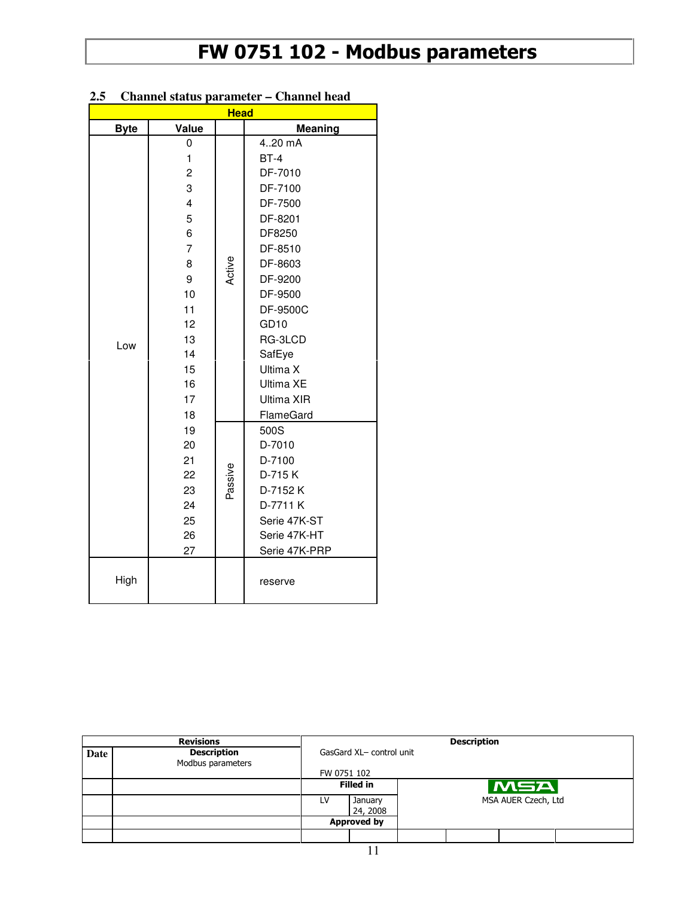## 2.5 Channel status parameter – Channel head

| Head | | | |
|---|---|---|---|
| **Byte** | **Value** | | **Meaning** |
| Low | 0 | Active | 4..20 mA |
| | 1 | | BT-4 |
| | 2 | | DF-7010 |
| | 3 | | DF-7100 |
| | 4 | | DF-7500 |
| | 5 | | DF-8201 |
| | 6 | | DF8250 |
| | 7 | | DF-8510 |
| | 8 | | DF-8603 |
| | 9 | | DF-9200 |
| | 10 | | DF-9500 |
| | 11 | | DF-9500C |
| | 12 | | GD10 |
| | 13 | | RG-3LCD |
| | 14 | | SafEye |
| | 15 | | Ultima X |
| | 16 | | Ultima XE |
| | 17 | | Ultima XIR |
| | 18 | | FlameGard |
| | 19 | Passive | 500S |
| | 20 | | D-7010 |
| | 21 | | D-7100 |
| | 22 | | D-715 K |
| | 23 | | D-7152 K |
| | 24 | | D-7711 K |
| | 25 | | Serie 47K-ST |
| | 26 | | Serie 47K-HT |
| | 27 | | Serie 47K-PRP |
| High | | | reserve |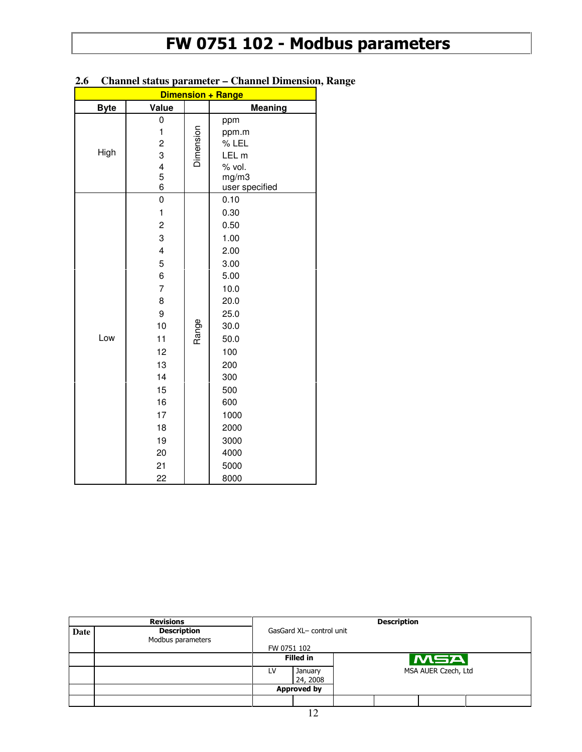## 2.6 Channel status parameter – Channel Dimension, Range

| Dimension + Range | | | |
|---|---|---|---|
| **Byte** | **Value** | | **Meaning** |
| High | 0 | Dimension | ppm |
| | 1 | | ppm.m |
| | 2 | | % LEL |
| | 3 | | LEL m |
| | 4 | | % vol. |
| | 5 | | mg/m3 |
| | 6 | | user specified |
| Low | 0 | Range | 0.10 |
| | 1 | | 0.30 |
| | 2 | | 0.50 |
| | 3 | | 1.00 |
| | 4 | | 2.00 |
| | 5 | | 3.00 |
| | 6 | | 5.00 |
| | 7 | | 10.0 |
| | 8 | | 20.0 |
| | 9 | | 25.0 |
| | 10 | | 30.0 |
| | 11 | | 50.0 |
| | 12 | | 100 |
| | 13 | | 200 |
| | 14 | | 300 |
| | 15 | | 500 |
| | 16 | | 600 |
| | 17 | | 1000 |
| | 18 | | 2000 |
| | 19 | | 3000 |
| | 20 | | 4000 |
| | 21 | | 5000 |
| | 22 | | 8000 |